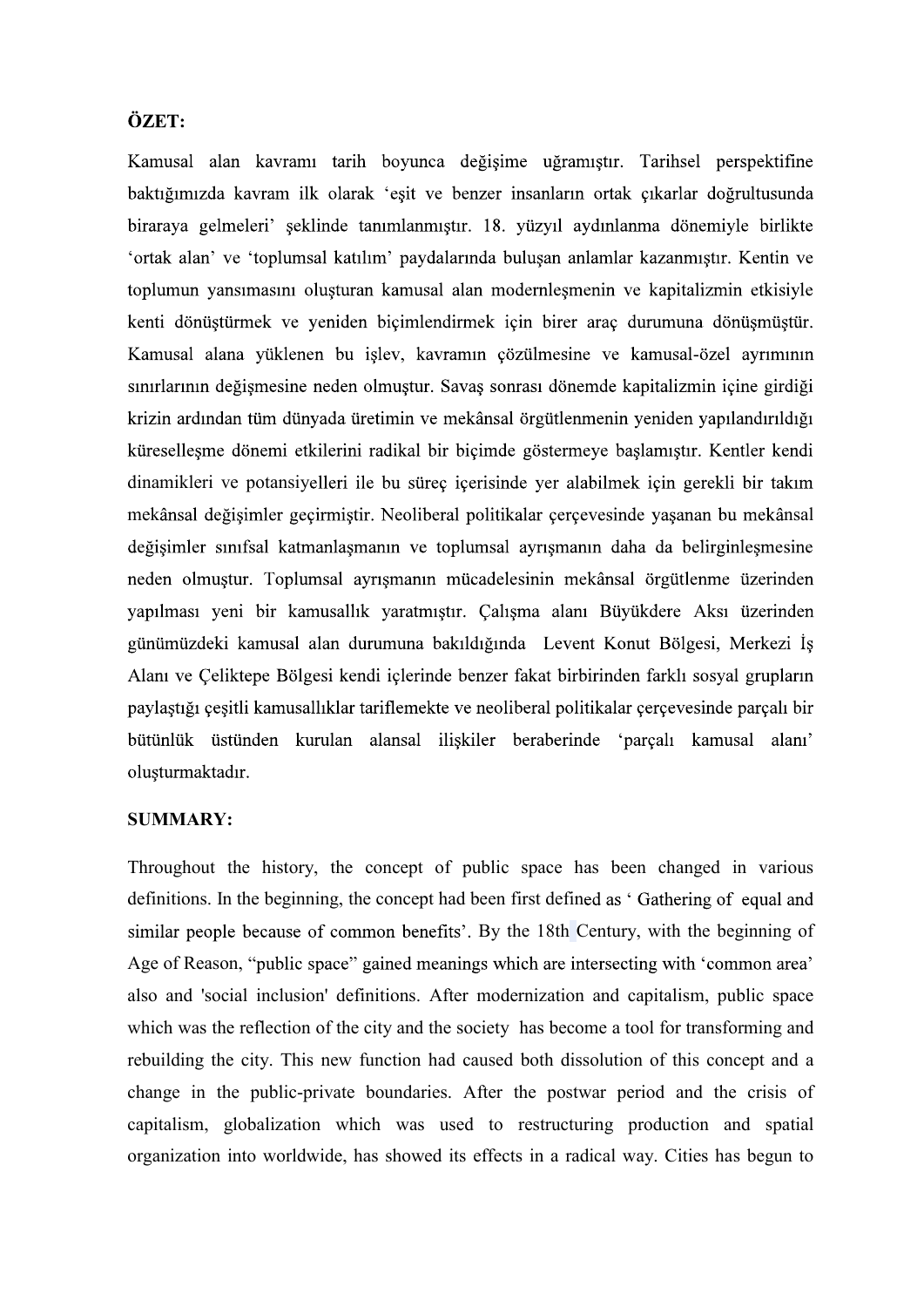**ÖZET:**

Kamusal alan kavramı tarih boyunca değişime uğramıştır. Tarihsel perspektifine baktığımızda kavram ilk olarak 'eşit ve benzer insanların ortak çıkarlar doğrultusunda biraraya gelmeleri' şeklinde tanımlanmıştır. 18. yüzyıl aydınlanma dönemiyle birlikte 'ortak alan' ve 'toplumsal katılım' paydalarında buluşan anlamlar kazanmıştır. Kentin ve toplumun yansımasını oluşturan kamusal alan modernleşmenin ve kapitalizmin etkisiyle kenti dönüştürmek ve yeniden biçimlendirmek için birer araç durumuna dönüşmüştür. Kamusal alana yüklenen bu işlev, kavramın çözülmesine ve kamusal-özel ayrımının sınırlarının değişmesine neden olmuştur. Savaş sonrası dönemde kapitalizmin içine girdiği krizin ardından tüm dünyada üretimin ve mekânsal örgütlenmenin yeniden yapılandırıldığı küreselleşme dönemi etkilerini radikal bir biçimde göstermeye başlamıştır. Kentler kendi dinamikleri ve potansiyelleri ile bu süreç içerisinde yer alabilmek için gerekli bir takım mekânsal değişimler geçirmiştir. Neoliberal politikalar çerçevesinde yaşanan bu mekânsal değişimler sınıfsal katmanlaşmanın ve toplumsal ayrışmanın daha da belirginleşmesine neden olmuştur. Toplumsal ayrışmanın mücadelesinin mekânsal örgütlenme üzerinden yapılması yeni bir kamusallık yaratmıştır. Çalışma alanı Büyükdere Aksı üzerinden günümüzdeki kamusal alan durumuna bakıldığında Levent Konut Bölgesi, Merkezi İş Alanı ve Çeliktepe Bölgesi kendi içlerinde benzer fakat birbirinden farklı sosyal grupların paylaştığı çeşitli kamusallıklar tariflemekte ve neoliberal politikalar çerçevesinde parçalı bir bütünlük üstünden kurulan alansal ilişkiler beraberinde 'parçalı kamusal alanı' oluşturmaktadır.

**SUMMARY:**

Throughout the history, the concept of public space has been changed in various definitions. In the beginning, the concept had been first defined as ' Gathering of equal and similar people because of common benefits'. By the 18th Century, with the beginning of Age of Reason, "public space" gained meanings which are intersecting with 'common area' also and 'social inclusion' definitions. After modernization and capitalism, public space which was the reflection of the city and the society has become a tool for transforming and rebuilding the city. This new function had caused both dissolution of this concept and a change in the public-private boundaries. After the postwar period and the crisis of capitalism, globalization which was used to restructuring production and spatial organization into worldwide, has showed its effects in a radical way. Cities has begun to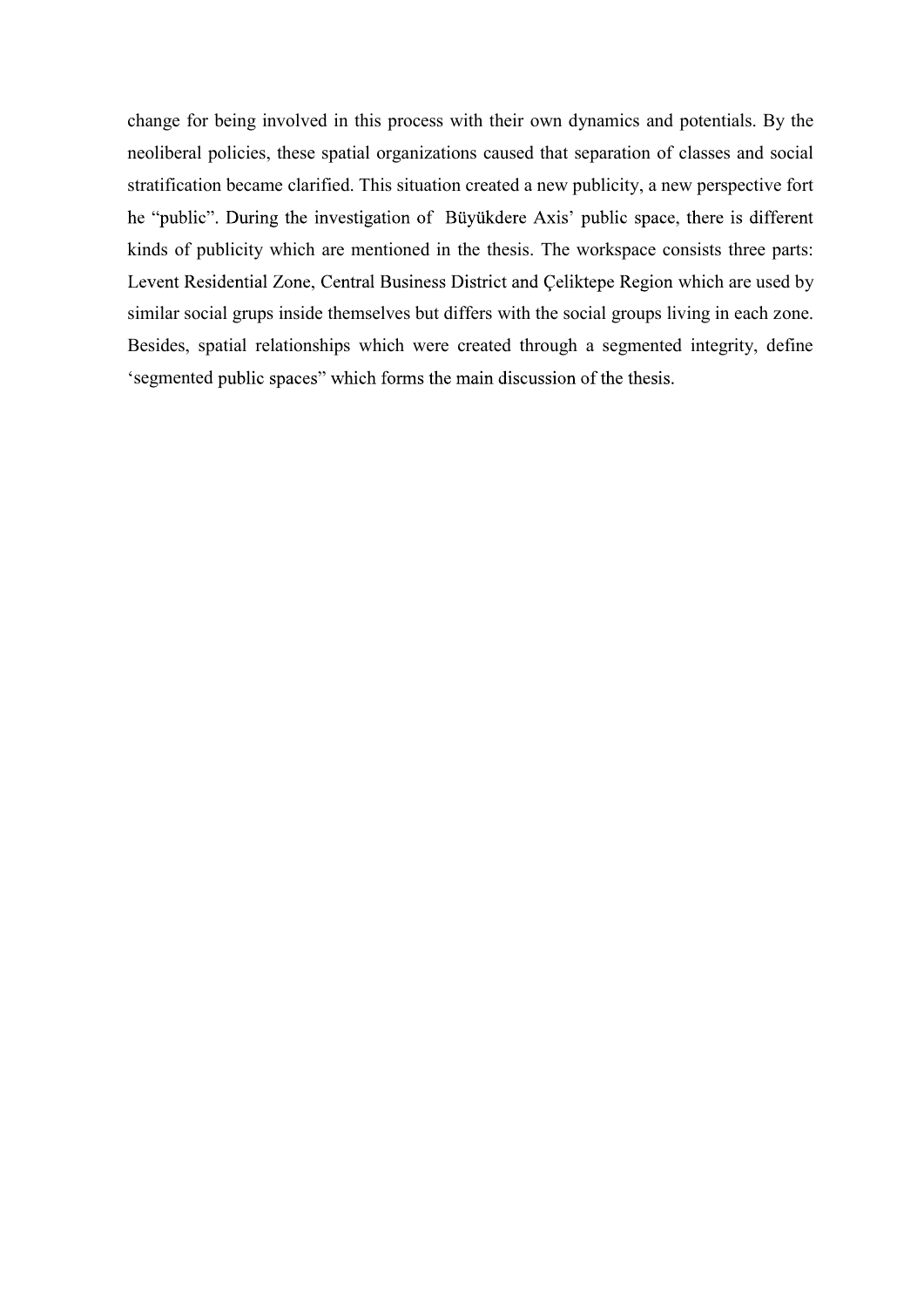change for being involved in this process with their own dynamics and potentials. By the neoliberal policies, these spatial organizations caused that separation of classes and social stratification became clarified. This situation created a new publicity, a new perspective fort he "public". During the investigation of Büyükdere Axis' public space, there is different kinds of publicity which are mentioned in the thesis. The workspace consists three parts: Levent Residential Zone, Central Business District and Çeliktepe Region which are used by similar social grups inside themselves but differs with the social groups living in each zone. Besides, spatial relationships which were created through a segmented integrity, define 'segmented public spaces" which forms the main discussion of the thesis.